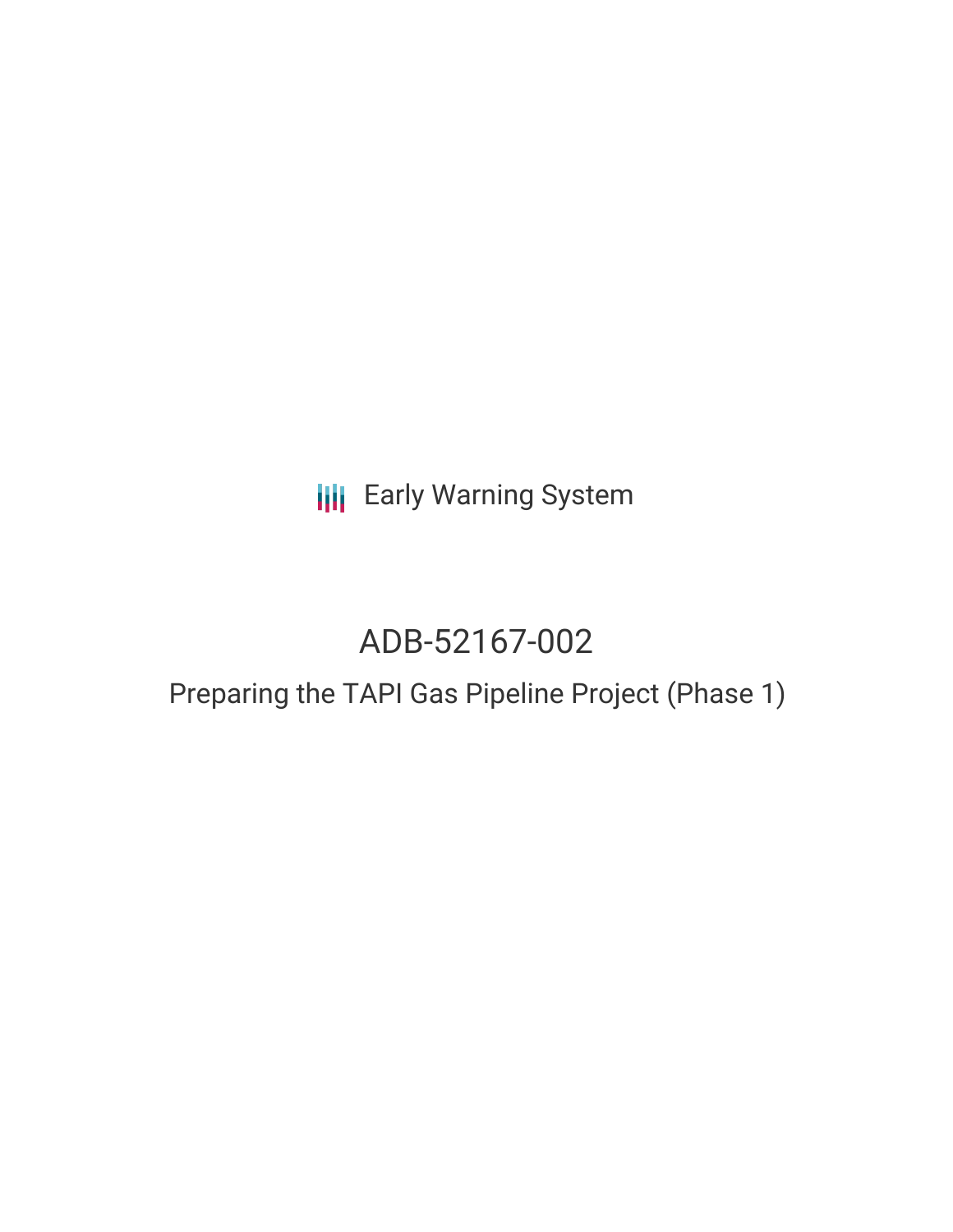Early Warning System

# ADB-52167-002

## Preparing the TAPI Gas Pipeline Project (Phase 1)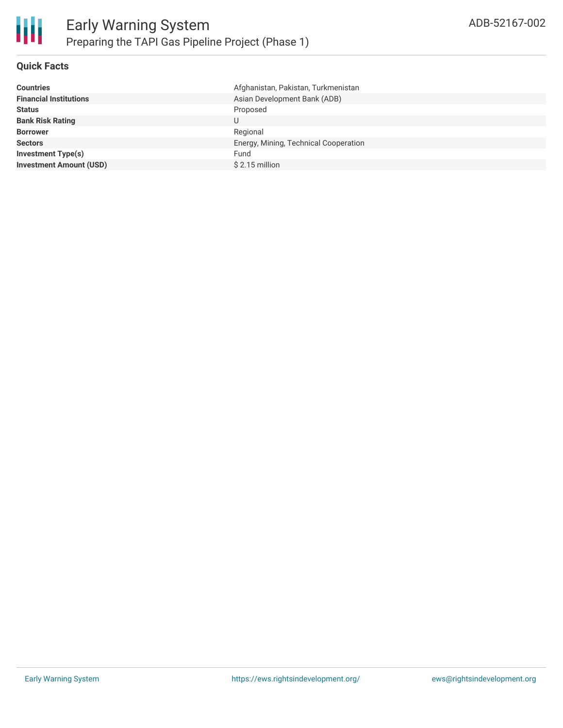## Quick Facts

| | |
|---|---|
| **Countries** | Afghanistan, Pakistan, Turkmenistan |
| **Financial Institutions** | Asian Development Bank (ADB) |
| **Status** | Proposed |
| **Bank Risk Rating** | U |
| **Borrower** | Regional |
| **Sectors** | Energy, Mining, Technical Cooperation |
| **Investment Type(s)** | Fund |
| **Investment Amount (USD)** | $ 2.15 million |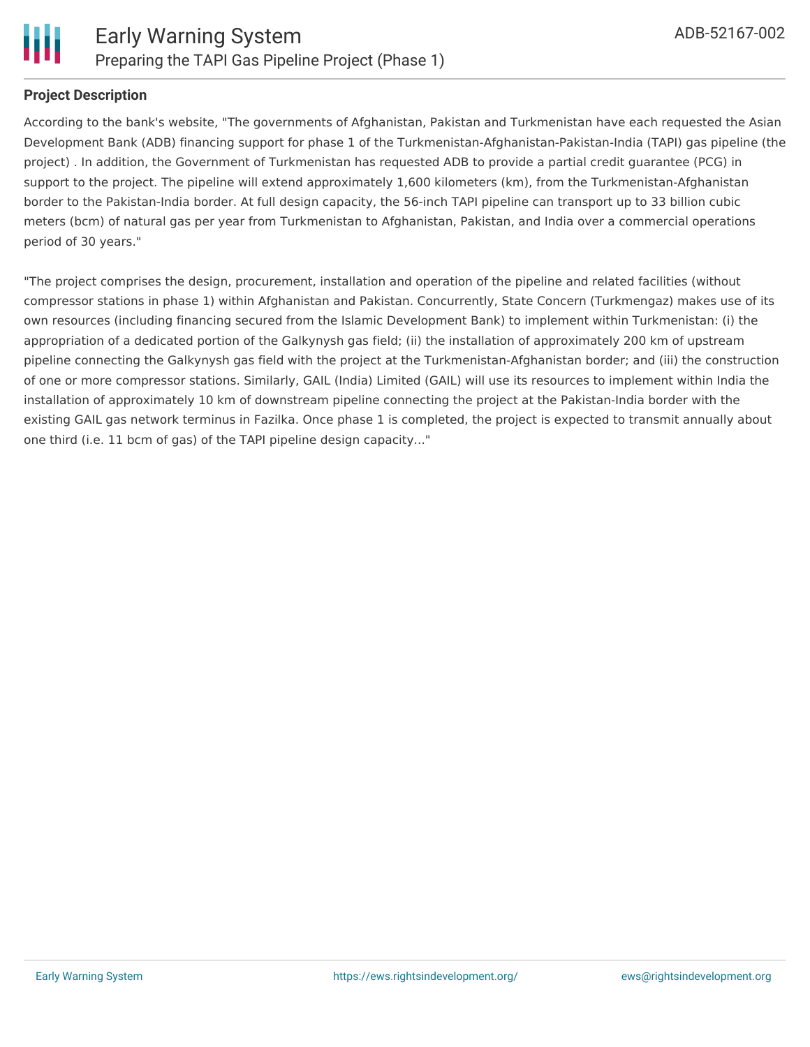**Project Description**

According to the bank's website, "The governments of Afghanistan, Pakistan and Turkmenistan have each requested the Asian Development Bank (ADB) financing support for phase 1 of the Turkmenistan-Afghanistan-Pakistan-India (TAPI) gas pipeline (the project) . In addition, the Government of Turkmenistan has requested ADB to provide a partial credit guarantee (PCG) in support to the project. The pipeline will extend approximately 1,600 kilometers (km), from the Turkmenistan-Afghanistan border to the Pakistan-India border. At full design capacity, the 56-inch TAPI pipeline can transport up to 33 billion cubic meters (bcm) of natural gas per year from Turkmenistan to Afghanistan, Pakistan, and India over a commercial operations period of 30 years."

"The project comprises the design, procurement, installation and operation of the pipeline and related facilities (without compressor stations in phase 1) within Afghanistan and Pakistan. Concurrently, State Concern (Turkmengaz) makes use of its own resources (including financing secured from the Islamic Development Bank) to implement within Turkmenistan: (i) the appropriation of a dedicated portion of the Galkynysh gas field; (ii) the installation of approximately 200 km of upstream pipeline connecting the Galkynysh gas field with the project at the Turkmenistan-Afghanistan border; and (iii) the construction of one or more compressor stations. Similarly, GAIL (India) Limited (GAIL) will use its resources to implement within India the installation of approximately 10 km of downstream pipeline connecting the project at the Pakistan-India border with the existing GAIL gas network terminus in Fazilka. Once phase 1 is completed, the project is expected to transmit annually about one third (i.e. 11 bcm of gas) of the TAPI pipeline design capacity..."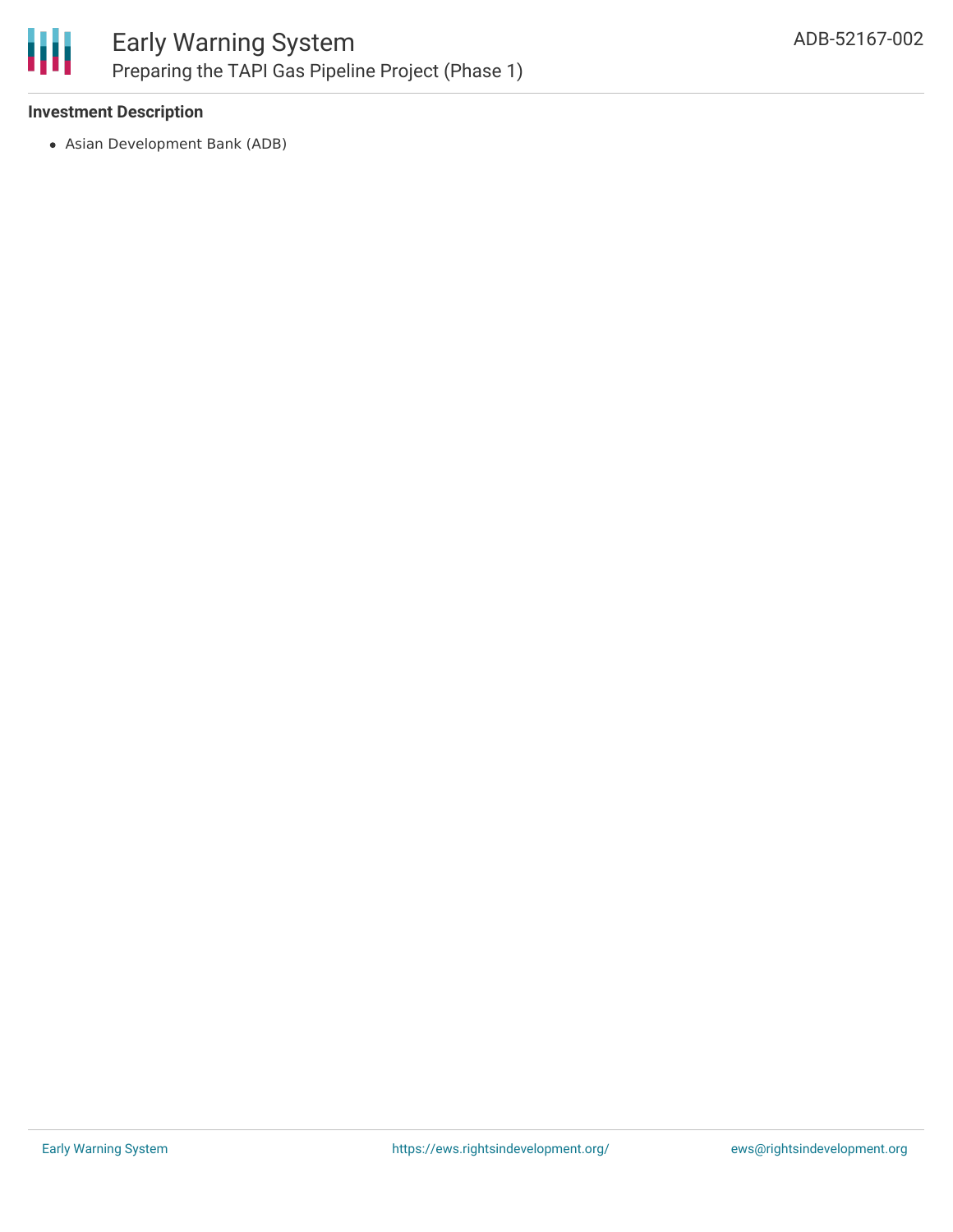### Investment Description

- Asian Development Bank (ADB)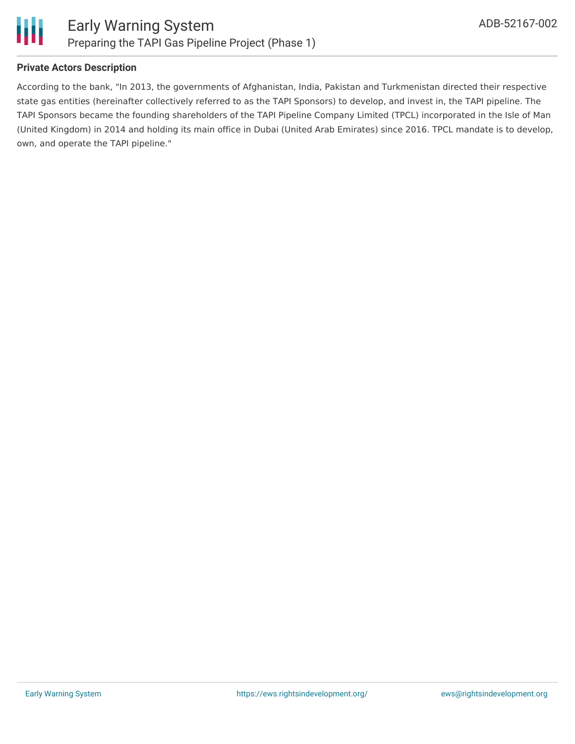### Private Actors Description

According to the bank, "In 2013, the governments of Afghanistan, India, Pakistan and Turkmenistan directed their respective state gas entities (hereinafter collectively referred to as the TAPI Sponsors) to develop, and invest in, the TAPI pipeline. The TAPI Sponsors became the founding shareholders of the TAPI Pipeline Company Limited (TPCL) incorporated in the Isle of Man (United Kingdom) in 2014 and holding its main office in Dubai (United Arab Emirates) since 2016. TPCL mandate is to develop, own, and operate the TAPI pipeline."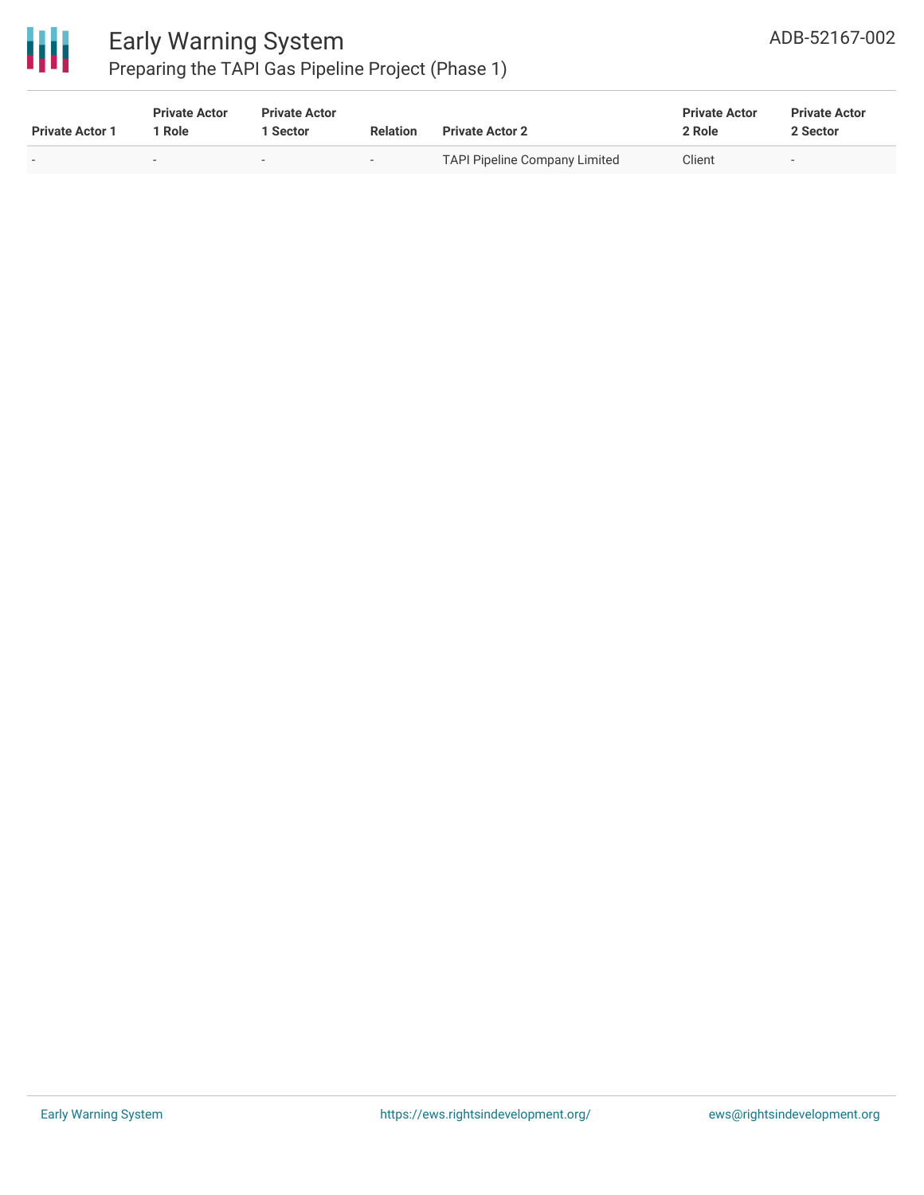| Private Actor 1 | Private Actor 1 Role | Private Actor 1 Sector | Relation | Private Actor 2 | Private Actor 2 Role | Private Actor 2 Sector |
| --- | --- | --- | --- | --- | --- | --- |
| - | - | - | - | TAPI Pipeline Company Limited | Client | - |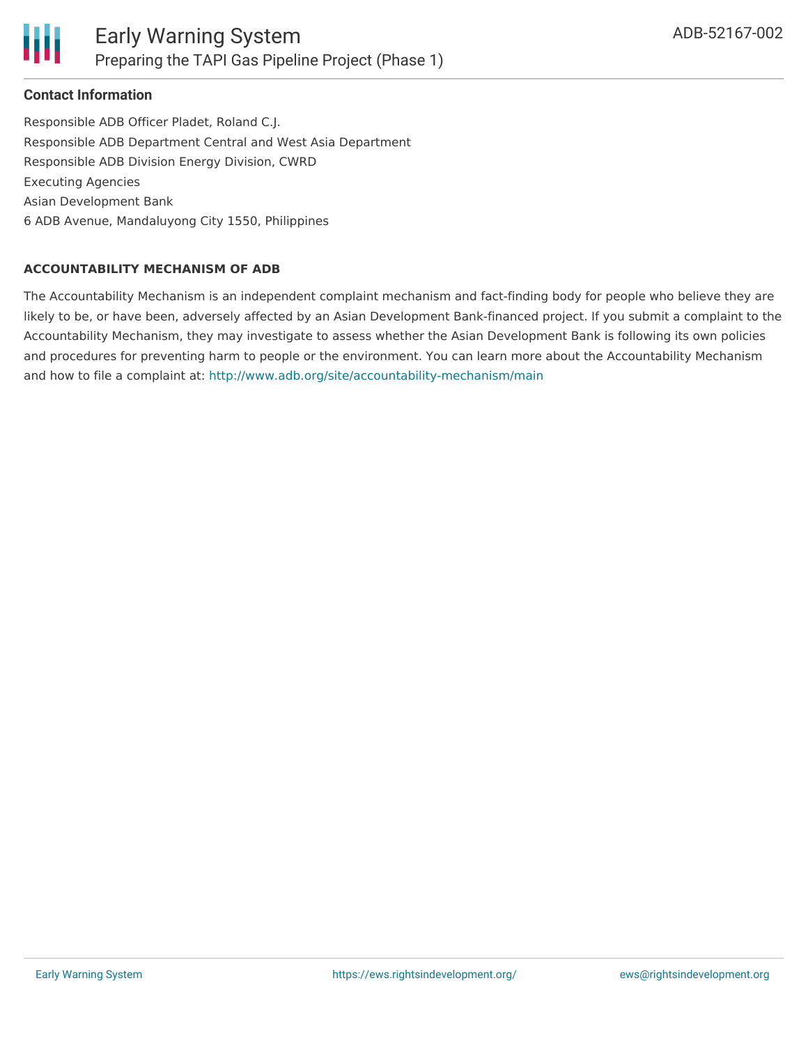### Contact Information

Responsible ADB Officer Pladet, Roland C.J.
Responsible ADB Department Central and West Asia Department
Responsible ADB Division Energy Division, CWRD
Executing Agencies
Asian Development Bank
6 ADB Avenue, Mandaluyong City 1550, Philippines

#### ACCOUNTABILITY MECHANISM OF ADB

The Accountability Mechanism is an independent complaint mechanism and fact-finding body for people who believe they are likely to be, or have been, adversely affected by an Asian Development Bank-financed project. If you submit a complaint to the Accountability Mechanism, they may investigate to assess whether the Asian Development Bank is following its own policies and procedures for preventing harm to people or the environment. You can learn more about the Accountability Mechanism and how to file a complaint at: http://www.adb.org/site/accountability-mechanism/main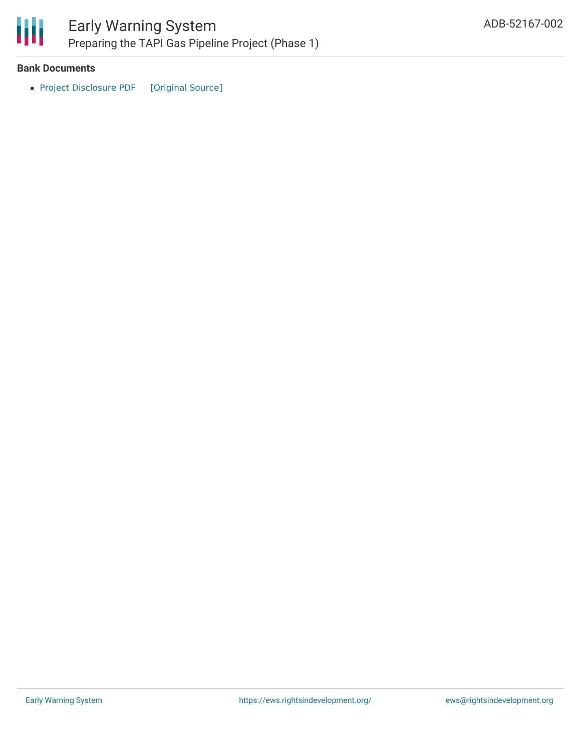**Bank Documents**

- Project Disclosure PDF [Original Source]